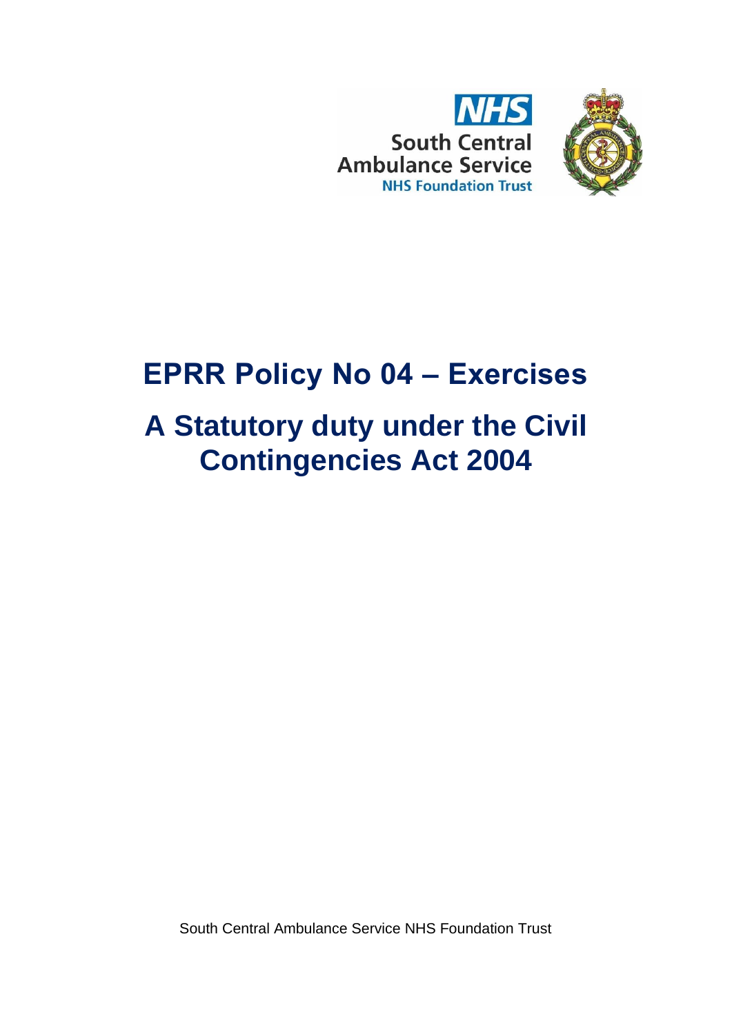# EPRR Policy No 04 – Exercises

# A Statutory duty under the Civil Contingencies Act 2004

South Central Ambulance Service NHS Foundation Trust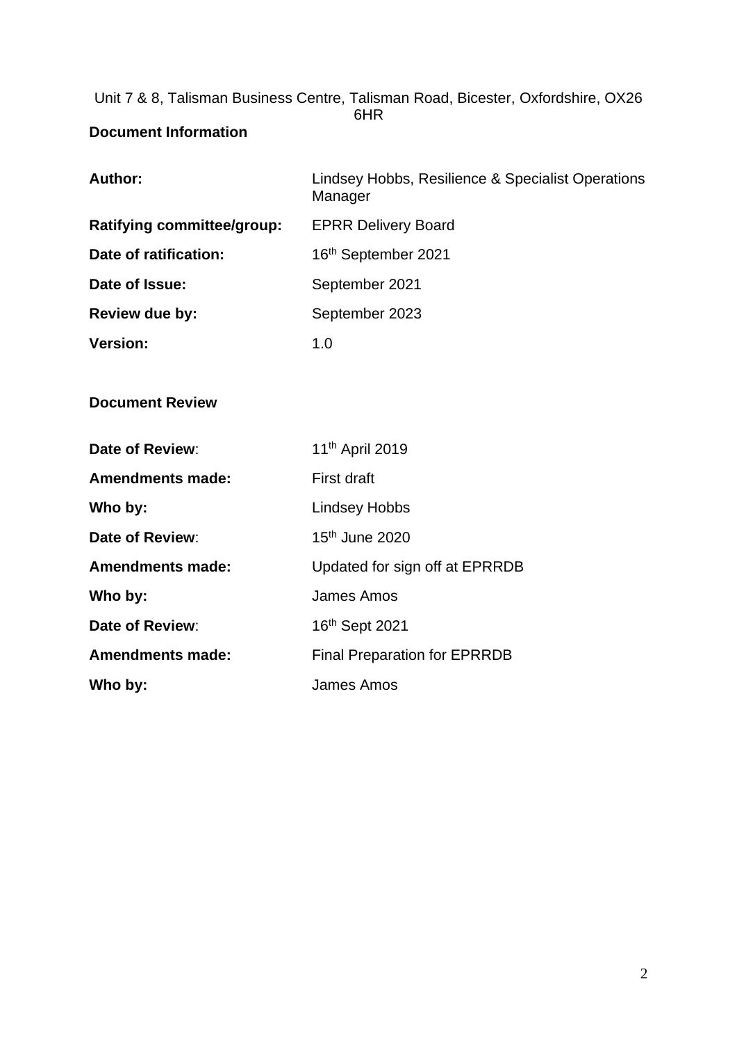Unit 7 & 8, Talisman Business Centre, Talisman Road, Bicester, Oxfordshire, OX26 6HR

**Document Information**

| | |
|---|---|
| **Author:** | Lindsey Hobbs, Resilience & Specialist Operations Manager |
| **Ratifying committee/group:** | EPRR Delivery Board |
| **Date of ratification:** | 16th September 2021 |
| **Date of Issue:** | September 2021 |
| **Review due by:** | September 2023 |
| **Version:** | 1.0 |

**Document Review**

| | |
|---|---|
| **Date of Review**: | 11th April 2019 |
| **Amendments made:** | First draft |
| **Who by:** | Lindsey Hobbs |
| **Date of Review**: | 15th June 2020 |
| **Amendments made:** | Updated for sign off at EPRRDB |
| **Who by:** | James Amos |
| **Date of Review**: | 16th Sept 2021 |
| **Amendments made:** | Final Preparation for EPRRDB |
| **Who by:** | James Amos |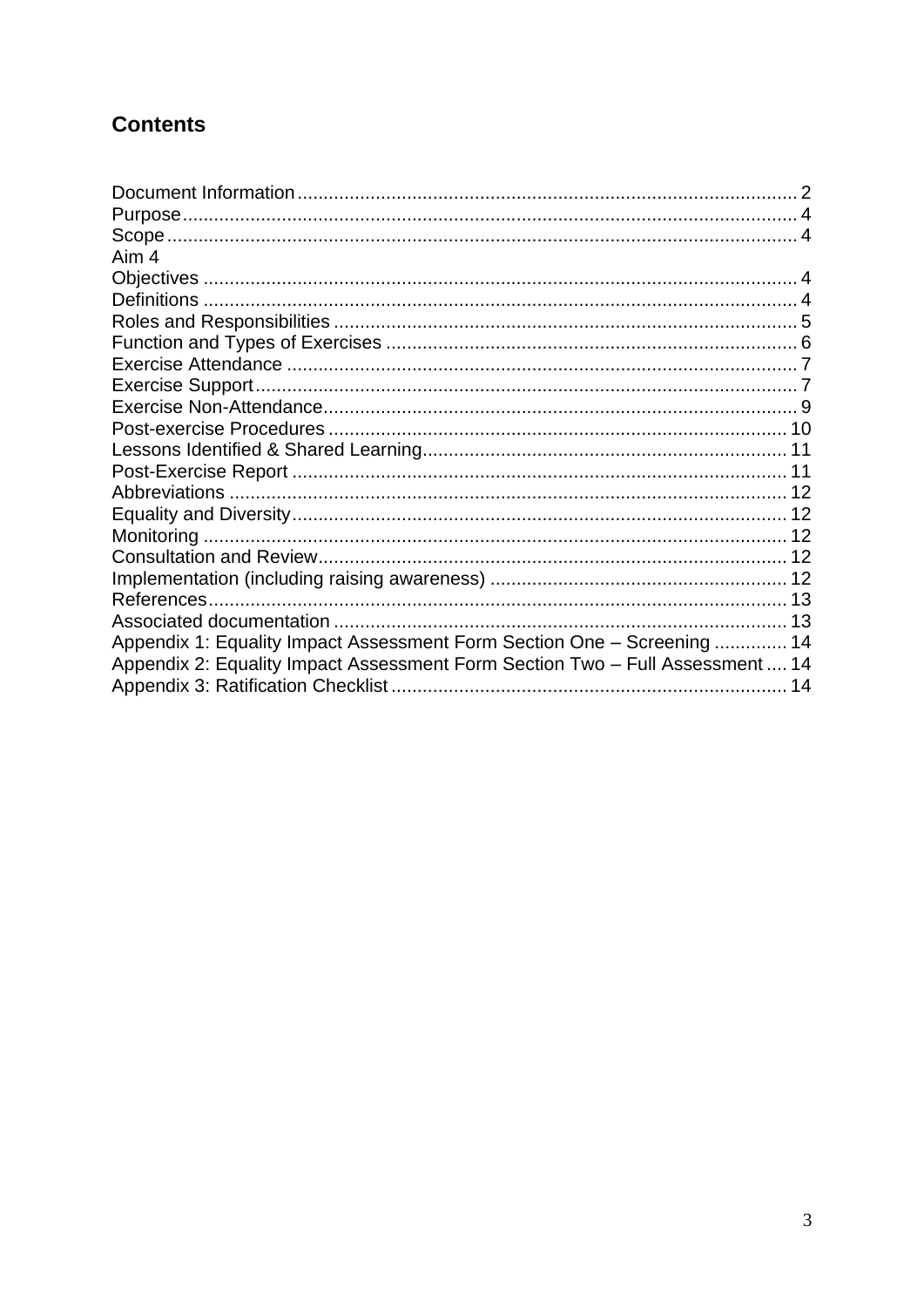## Contents

Document Information ........................................................................................ 2
Purpose .................................................................................................................. 4
Scope ..................................................................................................................... 4
Aim 4
Objectives .............................................................................................................. 4
Definitions .............................................................................................................. 4
Roles and Responsibilities ..................................................................................... 5
Function and Types of Exercises ........................................................................... 6
Exercise Attendance .............................................................................................. 7
Exercise Support .................................................................................................... 7
Exercise Non-Attendance ....................................................................................... 9
Post-exercise Procedures ..................................................................................... 10
Lessons Identified & Shared Learning .................................................................. 11
Post-Exercise Report ............................................................................................ 11
Abbreviations ........................................................................................................ 12
Equality and Diversity ........................................................................................... 12
Monitoring ............................................................................................................. 12
Consultation and Review ....................................................................................... 12
Implementation (including raising awareness) ...................................................... 12
References ............................................................................................................ 13
Associated documentation .................................................................................... 13
Appendix 1: Equality Impact Assessment Form Section One – Screening .............. 14
Appendix 2: Equality Impact Assessment Form Section Two – Full Assessment .... 14
Appendix 3: Ratification Checklist .......................................................................... 14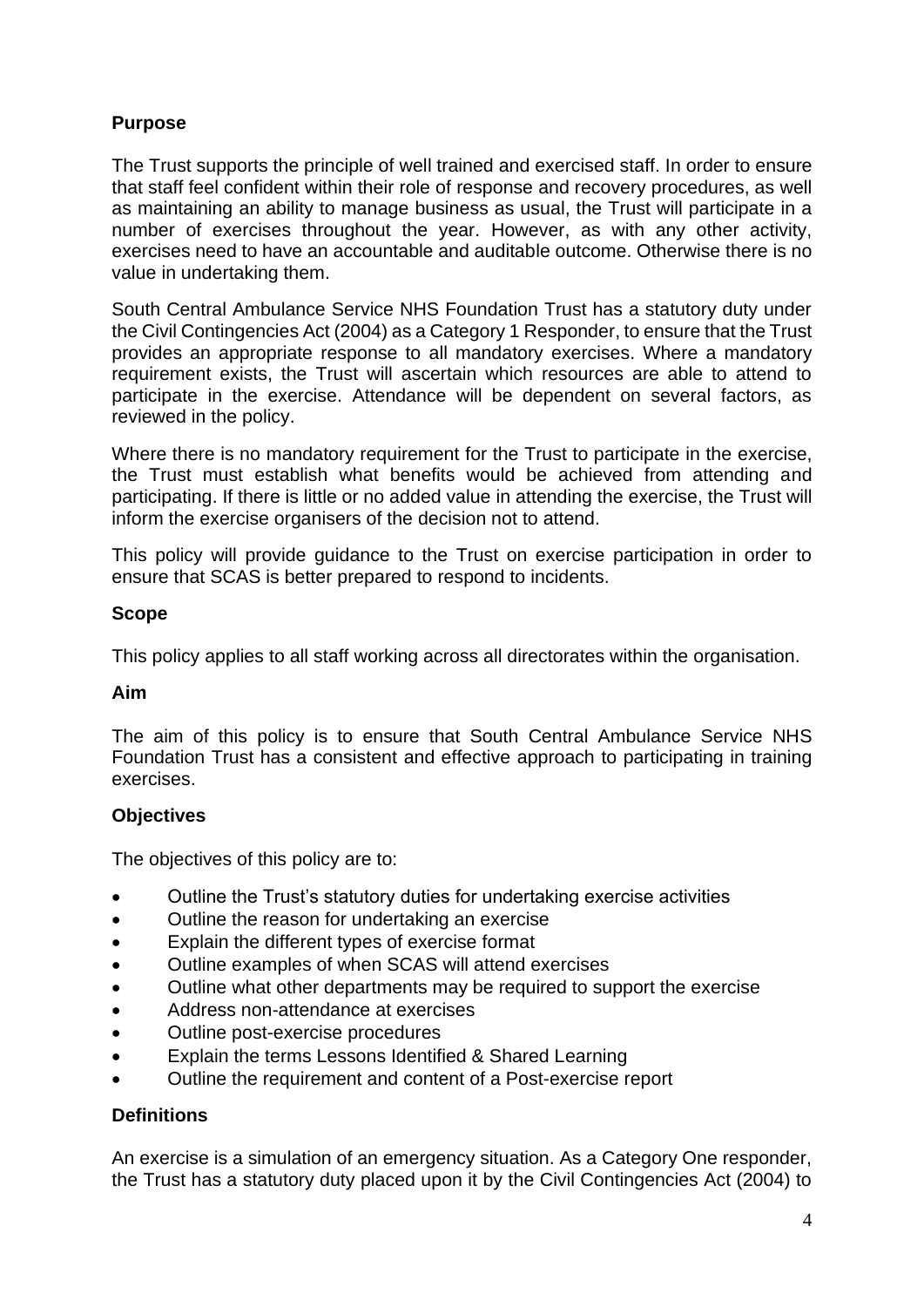## Purpose

The Trust supports the principle of well trained and exercised staff. In order to ensure that staff feel confident within their role of response and recovery procedures, as well as maintaining an ability to manage business as usual, the Trust will participate in a number of exercises throughout the year. However, as with any other activity, exercises need to have an accountable and auditable outcome. Otherwise there is no value in undertaking them.

South Central Ambulance Service NHS Foundation Trust has a statutory duty under the Civil Contingencies Act (2004) as a Category 1 Responder, to ensure that the Trust provides an appropriate response to all mandatory exercises. Where a mandatory requirement exists, the Trust will ascertain which resources are able to attend to participate in the exercise. Attendance will be dependent on several factors, as reviewed in the policy.

Where there is no mandatory requirement for the Trust to participate in the exercise, the Trust must establish what benefits would be achieved from attending and participating. If there is little or no added value in attending the exercise, the Trust will inform the exercise organisers of the decision not to attend.

This policy will provide guidance to the Trust on exercise participation in order to ensure that SCAS is better prepared to respond to incidents.

## Scope

This policy applies to all staff working across all directorates within the organisation.

## Aim

The aim of this policy is to ensure that South Central Ambulance Service NHS Foundation Trust has a consistent and effective approach to participating in training exercises.

## Objectives

The objectives of this policy are to:

- Outline the Trust's statutory duties for undertaking exercise activities
- Outline the reason for undertaking an exercise
- Explain the different types of exercise format
- Outline examples of when SCAS will attend exercises
- Outline what other departments may be required to support the exercise
- Address non-attendance at exercises
- Outline post-exercise procedures
- Explain the terms Lessons Identified & Shared Learning
- Outline the requirement and content of a Post-exercise report

## Definitions

An exercise is a simulation of an emergency situation. As a Category One responder, the Trust has a statutory duty placed upon it by the Civil Contingencies Act (2004) to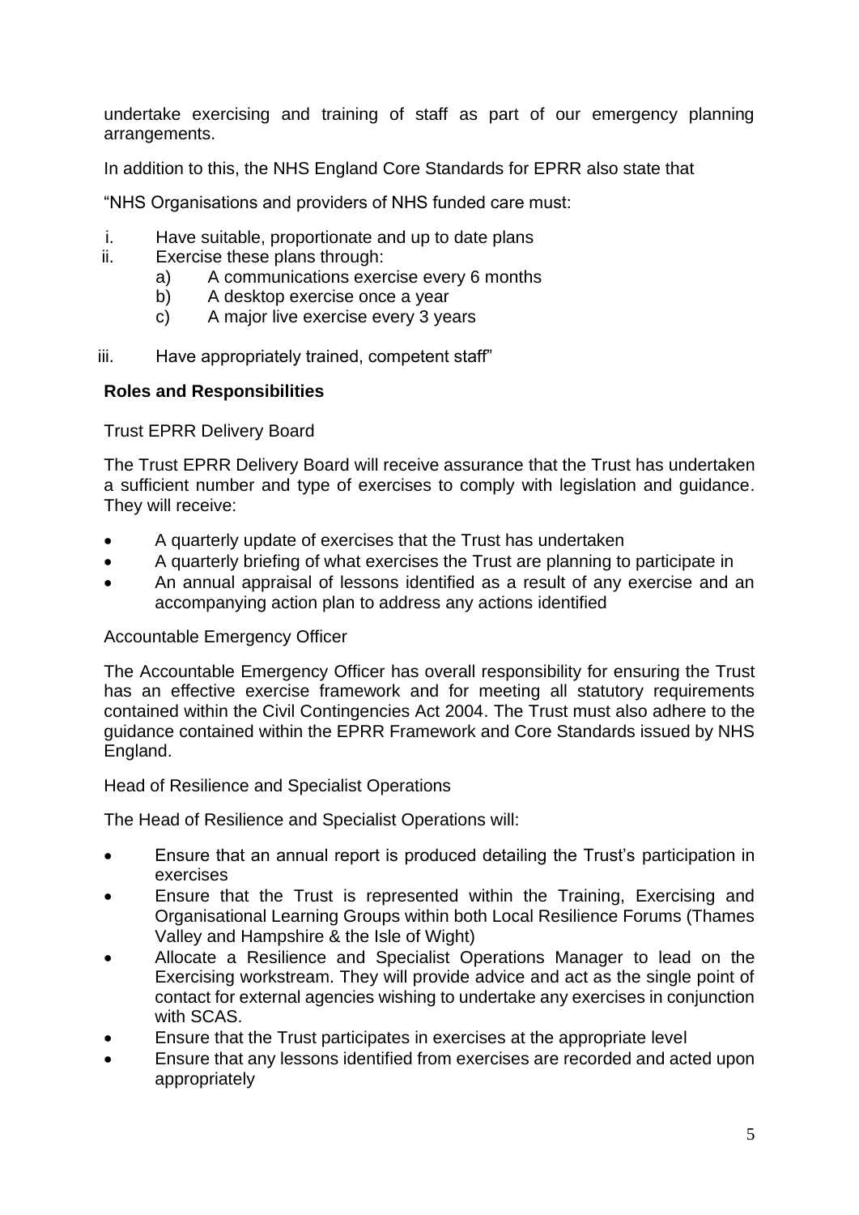undertake exercising and training of staff as part of our emergency planning arrangements.

In addition to this, the NHS England Core Standards for EPRR also state that

"NHS Organisations and providers of NHS funded care must:

i. Have suitable, proportionate and up to date plans
ii. Exercise these plans through:
    a) A communications exercise every 6 months
    b) A desktop exercise once a year
    c) A major live exercise every 3 years
iii. Have appropriately trained, competent staff"

**Roles and Responsibilities**

Trust EPRR Delivery Board

The Trust EPRR Delivery Board will receive assurance that the Trust has undertaken a sufficient number and type of exercises to comply with legislation and guidance. They will receive:

- A quarterly update of exercises that the Trust has undertaken
- A quarterly briefing of what exercises the Trust are planning to participate in
- An annual appraisal of lessons identified as a result of any exercise and an accompanying action plan to address any actions identified

Accountable Emergency Officer

The Accountable Emergency Officer has overall responsibility for ensuring the Trust has an effective exercise framework and for meeting all statutory requirements contained within the Civil Contingencies Act 2004. The Trust must also adhere to the guidance contained within the EPRR Framework and Core Standards issued by NHS England.

Head of Resilience and Specialist Operations

The Head of Resilience and Specialist Operations will:

- Ensure that an annual report is produced detailing the Trust's participation in exercises
- Ensure that the Trust is represented within the Training, Exercising and Organisational Learning Groups within both Local Resilience Forums (Thames Valley and Hampshire & the Isle of Wight)
- Allocate a Resilience and Specialist Operations Manager to lead on the Exercising workstream. They will provide advice and act as the single point of contact for external agencies wishing to undertake any exercises in conjunction with SCAS.
- Ensure that the Trust participates in exercises at the appropriate level
- Ensure that any lessons identified from exercises are recorded and acted upon appropriately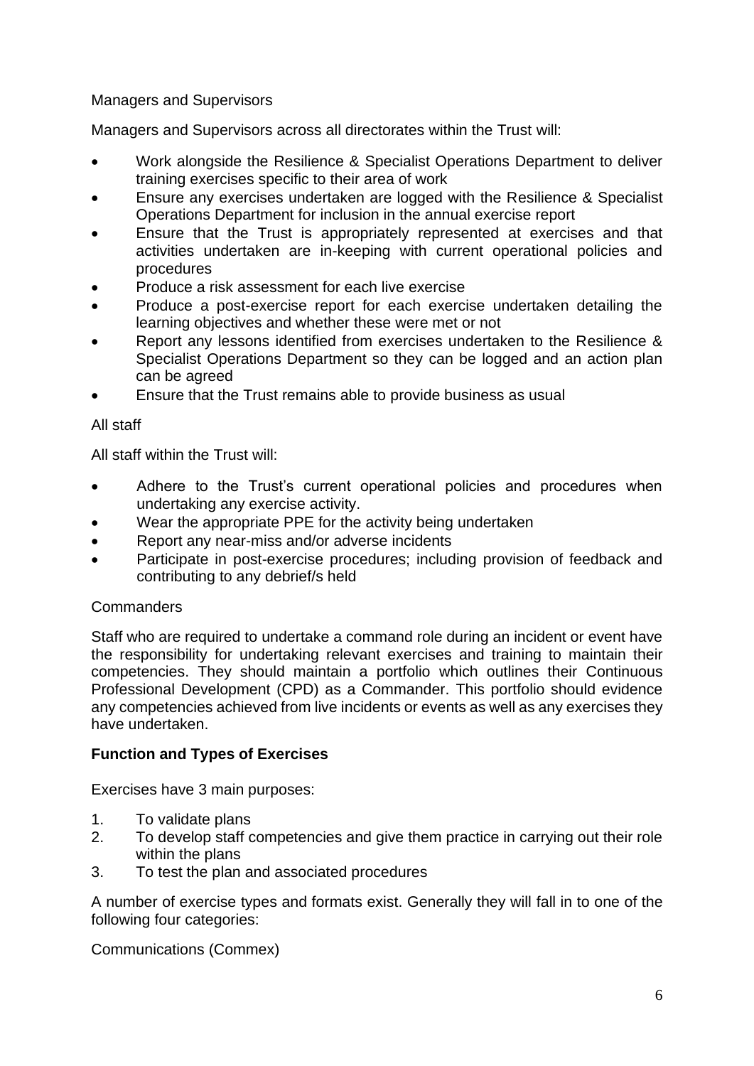Managers and Supervisors

Managers and Supervisors across all directorates within the Trust will:

- Work alongside the Resilience & Specialist Operations Department to deliver training exercises specific to their area of work
- Ensure any exercises undertaken are logged with the Resilience & Specialist Operations Department for inclusion in the annual exercise report
- Ensure that the Trust is appropriately represented at exercises and that activities undertaken are in-keeping with current operational policies and procedures
- Produce a risk assessment for each live exercise
- Produce a post-exercise report for each exercise undertaken detailing the learning objectives and whether these were met or not
- Report any lessons identified from exercises undertaken to the Resilience & Specialist Operations Department so they can be logged and an action plan can be agreed
- Ensure that the Trust remains able to provide business as usual

All staff

All staff within the Trust will:

- Adhere to the Trust's current operational policies and procedures when undertaking any exercise activity.
- Wear the appropriate PPE for the activity being undertaken
- Report any near-miss and/or adverse incidents
- Participate in post-exercise procedures; including provision of feedback and contributing to any debrief/s held

Commanders

Staff who are required to undertake a command role during an incident or event have the responsibility for undertaking relevant exercises and training to maintain their competencies. They should maintain a portfolio which outlines their Continuous Professional Development (CPD) as a Commander. This portfolio should evidence any competencies achieved from live incidents or events as well as any exercises they have undertaken.

**Function and Types of Exercises**

Exercises have 3 main purposes:

1. To validate plans
2. To develop staff competencies and give them practice in carrying out their role within the plans
3. To test the plan and associated procedures

A number of exercise types and formats exist. Generally they will fall in to one of the following four categories:

Communications (Commex)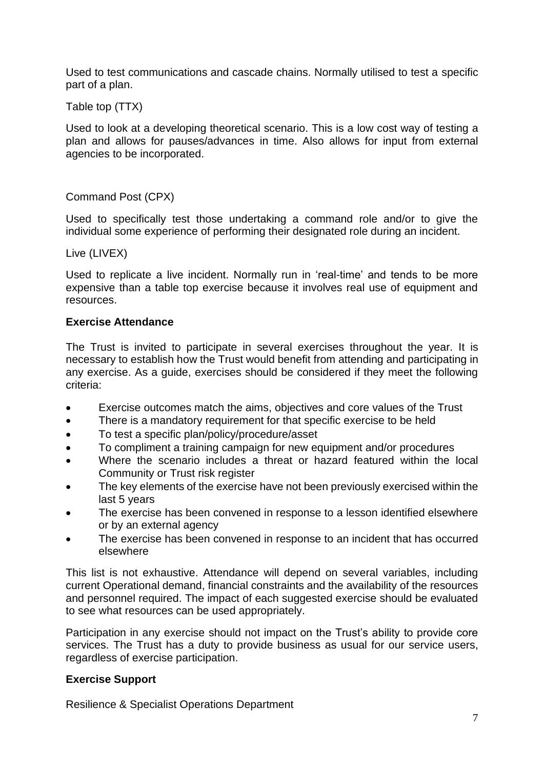Used to test communications and cascade chains. Normally utilised to test a specific part of a plan.

Table top (TTX)

Used to look at a developing theoretical scenario. This is a low cost way of testing a plan and allows for pauses/advances in time. Also allows for input from external agencies to be incorporated.

Command Post (CPX)

Used to specifically test those undertaking a command role and/or to give the individual some experience of performing their designated role during an incident.

Live (LIVEX)

Used to replicate a live incident. Normally run in 'real-time' and tends to be more expensive than a table top exercise because it involves real use of equipment and resources.

**Exercise Attendance**

The Trust is invited to participate in several exercises throughout the year. It is necessary to establish how the Trust would benefit from attending and participating in any exercise. As a guide, exercises should be considered if they meet the following criteria:

- Exercise outcomes match the aims, objectives and core values of the Trust
- There is a mandatory requirement for that specific exercise to be held
- To test a specific plan/policy/procedure/asset
- To compliment a training campaign for new equipment and/or procedures
- Where the scenario includes a threat or hazard featured within the local Community or Trust risk register
- The key elements of the exercise have not been previously exercised within the last 5 years
- The exercise has been convened in response to a lesson identified elsewhere or by an external agency
- The exercise has been convened in response to an incident that has occurred elsewhere

This list is not exhaustive. Attendance will depend on several variables, including current Operational demand, financial constraints and the availability of the resources and personnel required. The impact of each suggested exercise should be evaluated to see what resources can be used appropriately.

Participation in any exercise should not impact on the Trust's ability to provide core services. The Trust has a duty to provide business as usual for our service users, regardless of exercise participation.

**Exercise Support**

Resilience & Specialist Operations Department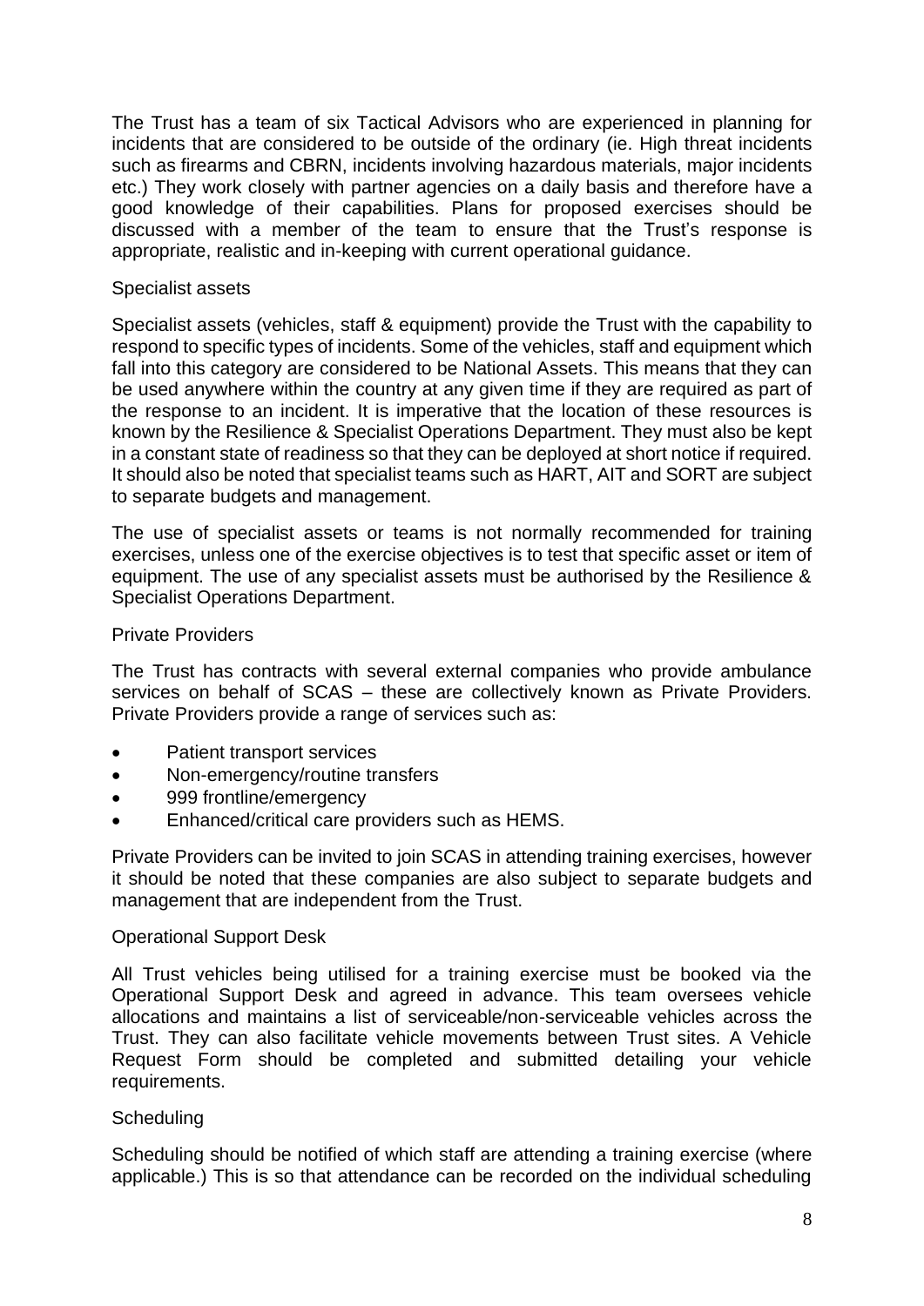The Trust has a team of six Tactical Advisors who are experienced in planning for incidents that are considered to be outside of the ordinary (ie. High threat incidents such as firearms and CBRN, incidents involving hazardous materials, major incidents etc.) They work closely with partner agencies on a daily basis and therefore have a good knowledge of their capabilities. Plans for proposed exercises should be discussed with a member of the team to ensure that the Trust's response is appropriate, realistic and in-keeping with current operational guidance.

### Specialist assets

Specialist assets (vehicles, staff & equipment) provide the Trust with the capability to respond to specific types of incidents. Some of the vehicles, staff and equipment which fall into this category are considered to be National Assets. This means that they can be used anywhere within the country at any given time if they are required as part of the response to an incident. It is imperative that the location of these resources is known by the Resilience & Specialist Operations Department. They must also be kept in a constant state of readiness so that they can be deployed at short notice if required. It should also be noted that specialist teams such as HART, AIT and SORT are subject to separate budgets and management.

The use of specialist assets or teams is not normally recommended for training exercises, unless one of the exercise objectives is to test that specific asset or item of equipment. The use of any specialist assets must be authorised by the Resilience & Specialist Operations Department.

### Private Providers

The Trust has contracts with several external companies who provide ambulance services on behalf of SCAS – these are collectively known as Private Providers. Private Providers provide a range of services such as:

- Patient transport services
- Non-emergency/routine transfers
- 999 frontline/emergency
- Enhanced/critical care providers such as HEMS.

Private Providers can be invited to join SCAS in attending training exercises, however it should be noted that these companies are also subject to separate budgets and management that are independent from the Trust.

### Operational Support Desk

All Trust vehicles being utilised for a training exercise must be booked via the Operational Support Desk and agreed in advance. This team oversees vehicle allocations and maintains a list of serviceable/non-serviceable vehicles across the Trust. They can also facilitate vehicle movements between Trust sites. A Vehicle Request Form should be completed and submitted detailing your vehicle requirements.

### Scheduling

Scheduling should be notified of which staff are attending a training exercise (where applicable.) This is so that attendance can be recorded on the individual scheduling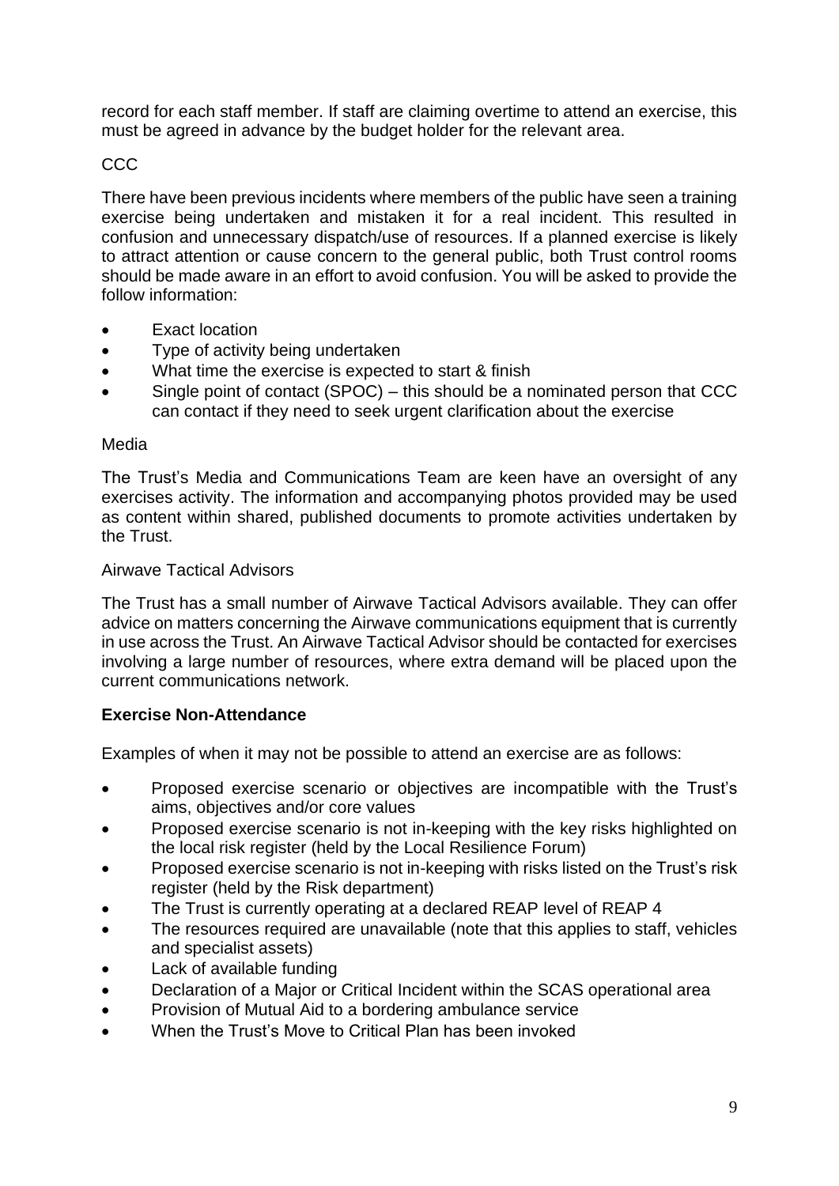record for each staff member. If staff are claiming overtime to attend an exercise, this must be agreed in advance by the budget holder for the relevant area.

CCC

There have been previous incidents where members of the public have seen a training exercise being undertaken and mistaken it for a real incident. This resulted in confusion and unnecessary dispatch/use of resources. If a planned exercise is likely to attract attention or cause concern to the general public, both Trust control rooms should be made aware in an effort to avoid confusion. You will be asked to provide the follow information:

- Exact location
- Type of activity being undertaken
- What time the exercise is expected to start & finish
- Single point of contact (SPOC) – this should be a nominated person that CCC can contact if they need to seek urgent clarification about the exercise

Media

The Trust's Media and Communications Team are keen have an oversight of any exercises activity. The information and accompanying photos provided may be used as content within shared, published documents to promote activities undertaken by the Trust.

Airwave Tactical Advisors

The Trust has a small number of Airwave Tactical Advisors available. They can offer advice on matters concerning the Airwave communications equipment that is currently in use across the Trust. An Airwave Tactical Advisor should be contacted for exercises involving a large number of resources, where extra demand will be placed upon the current communications network.

**Exercise Non-Attendance**

Examples of when it may not be possible to attend an exercise are as follows:

- Proposed exercise scenario or objectives are incompatible with the Trust's aims, objectives and/or core values
- Proposed exercise scenario is not in-keeping with the key risks highlighted on the local risk register (held by the Local Resilience Forum)
- Proposed exercise scenario is not in-keeping with risks listed on the Trust's risk register (held by the Risk department)
- The Trust is currently operating at a declared REAP level of REAP 4
- The resources required are unavailable (note that this applies to staff, vehicles and specialist assets)
- Lack of available funding
- Declaration of a Major or Critical Incident within the SCAS operational area
- Provision of Mutual Aid to a bordering ambulance service
- When the Trust's Move to Critical Plan has been invoked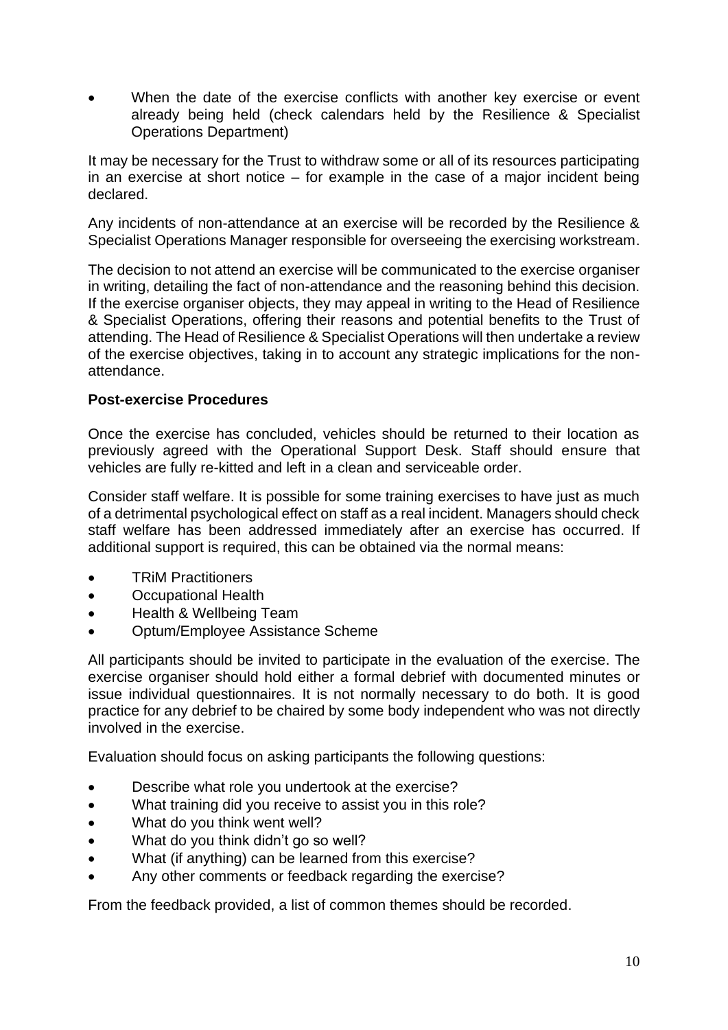- When the date of the exercise conflicts with another key exercise or event already being held (check calendars held by the Resilience & Specialist Operations Department)

It may be necessary for the Trust to withdraw some or all of its resources participating in an exercise at short notice – for example in the case of a major incident being declared.

Any incidents of non-attendance at an exercise will be recorded by the Resilience & Specialist Operations Manager responsible for overseeing the exercising workstream.

The decision to not attend an exercise will be communicated to the exercise organiser in writing, detailing the fact of non-attendance and the reasoning behind this decision. If the exercise organiser objects, they may appeal in writing to the Head of Resilience & Specialist Operations, offering their reasons and potential benefits to the Trust of attending. The Head of Resilience & Specialist Operations will then undertake a review of the exercise objectives, taking in to account any strategic implications for the non-attendance.

**Post-exercise Procedures**

Once the exercise has concluded, vehicles should be returned to their location as previously agreed with the Operational Support Desk. Staff should ensure that vehicles are fully re-kitted and left in a clean and serviceable order.

Consider staff welfare. It is possible for some training exercises to have just as much of a detrimental psychological effect on staff as a real incident. Managers should check staff welfare has been addressed immediately after an exercise has occurred. If additional support is required, this can be obtained via the normal means:

- TRiM Practitioners
- Occupational Health
- Health & Wellbeing Team
- Optum/Employee Assistance Scheme

All participants should be invited to participate in the evaluation of the exercise. The exercise organiser should hold either a formal debrief with documented minutes or issue individual questionnaires. It is not normally necessary to do both. It is good practice for any debrief to be chaired by some body independent who was not directly involved in the exercise.

Evaluation should focus on asking participants the following questions:

- Describe what role you undertook at the exercise?
- What training did you receive to assist you in this role?
- What do you think went well?
- What do you think didn't go so well?
- What (if anything) can be learned from this exercise?
- Any other comments or feedback regarding the exercise?

From the feedback provided, a list of common themes should be recorded.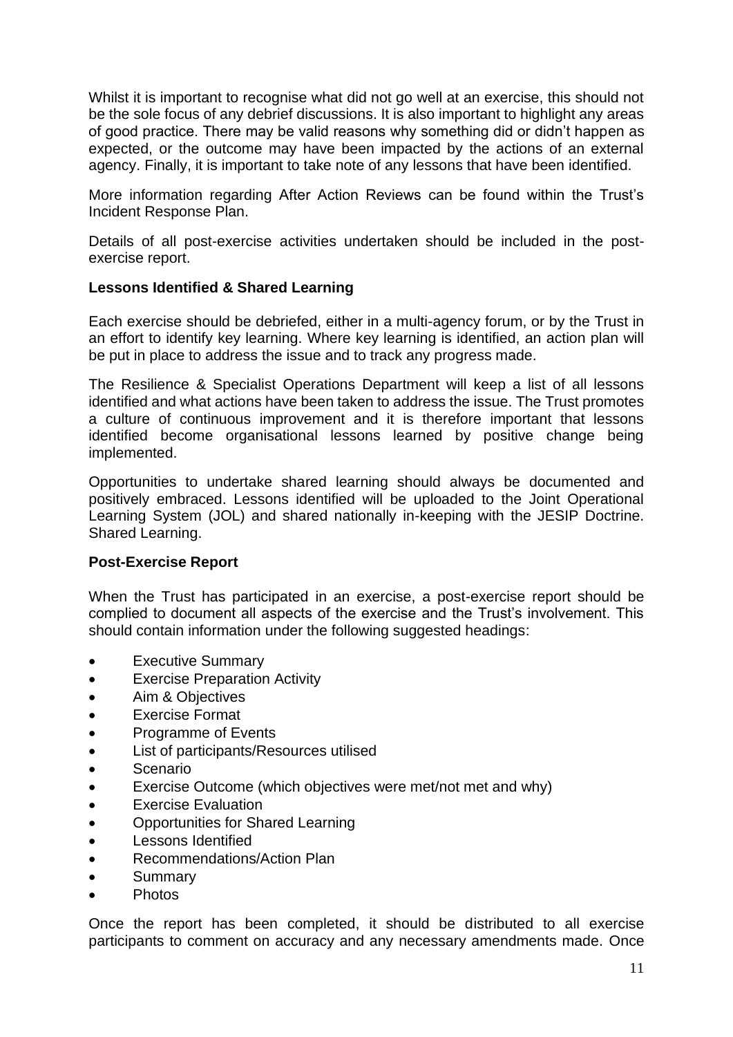Whilst it is important to recognise what did not go well at an exercise, this should not be the sole focus of any debrief discussions. It is also important to highlight any areas of good practice. There may be valid reasons why something did or didn't happen as expected, or the outcome may have been impacted by the actions of an external agency. Finally, it is important to take note of any lessons that have been identified.

More information regarding After Action Reviews can be found within the Trust's Incident Response Plan.

Details of all post-exercise activities undertaken should be included in the post-exercise report.

**Lessons Identified & Shared Learning**

Each exercise should be debriefed, either in a multi-agency forum, or by the Trust in an effort to identify key learning. Where key learning is identified, an action plan will be put in place to address the issue and to track any progress made.

The Resilience & Specialist Operations Department will keep a list of all lessons identified and what actions have been taken to address the issue. The Trust promotes a culture of continuous improvement and it is therefore important that lessons identified become organisational lessons learned by positive change being implemented.

Opportunities to undertake shared learning should always be documented and positively embraced. Lessons identified will be uploaded to the Joint Operational Learning System (JOL) and shared nationally in-keeping with the JESIP Doctrine. Shared Learning.

**Post-Exercise Report**

When the Trust has participated in an exercise, a post-exercise report should be complied to document all aspects of the exercise and the Trust's involvement. This should contain information under the following suggested headings:

- Executive Summary
- Exercise Preparation Activity
- Aim & Objectives
- Exercise Format
- Programme of Events
- List of participants/Resources utilised
- Scenario
- Exercise Outcome (which objectives were met/not met and why)
- Exercise Evaluation
- Opportunities for Shared Learning
- Lessons Identified
- Recommendations/Action Plan
- Summary
- Photos

Once the report has been completed, it should be distributed to all exercise participants to comment on accuracy and any necessary amendments made. Once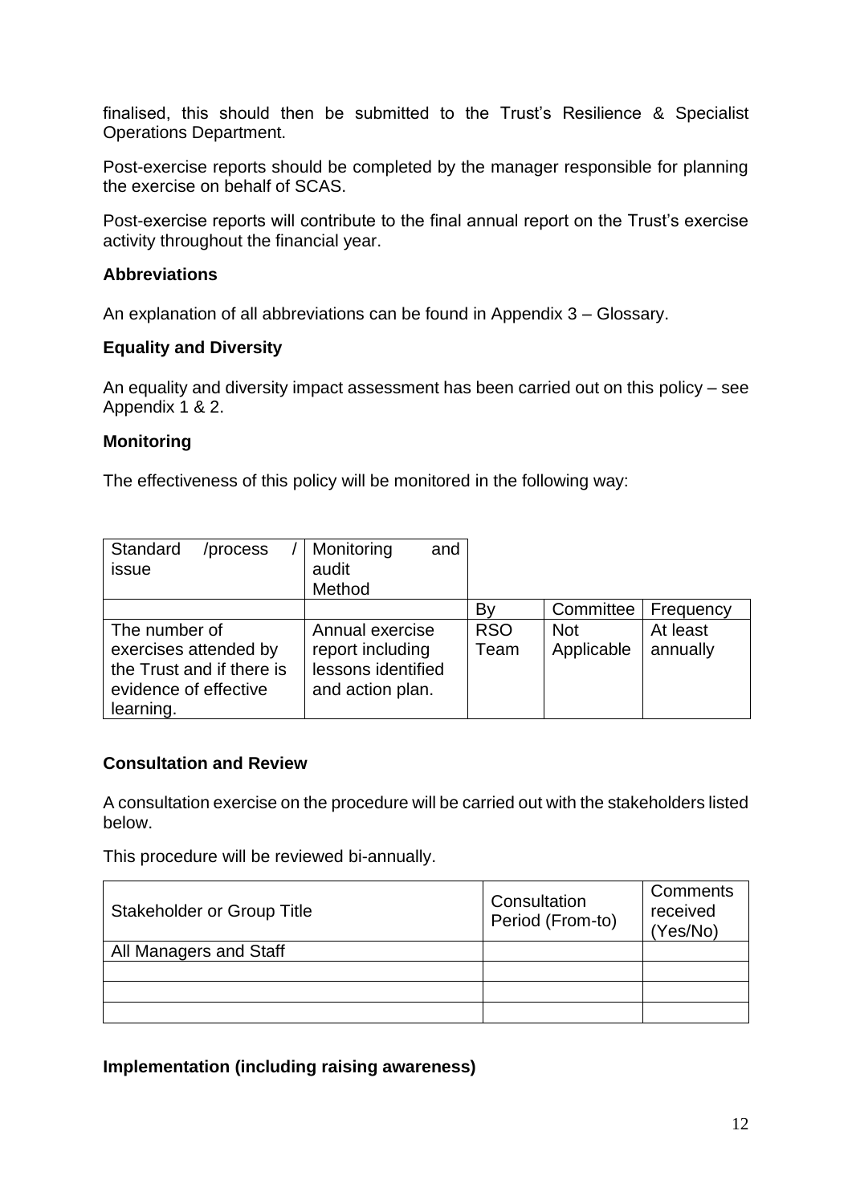finalised, this should then be submitted to the Trust's Resilience & Specialist Operations Department.

Post-exercise reports should be completed by the manager responsible for planning the exercise on behalf of SCAS.

Post-exercise reports will contribute to the final annual report on the Trust's exercise activity throughout the financial year.

**Abbreviations**

An explanation of all abbreviations can be found in Appendix 3 – Glossary.

**Equality and Diversity**

An equality and diversity impact assessment has been carried out on this policy – see Appendix 1 & 2.

**Monitoring**

The effectiveness of this policy will be monitored in the following way:

| Standard /process / issue | Monitoring and audit Method | | | |
|---|---|---|---|---|
| | | By | Committee | Frequency |
| The number of exercises attended by the Trust and if there is evidence of effective learning. | Annual exercise report including lessons identified and action plan. | RSO Team | Not Applicable | At least annually |

**Consultation and Review**

A consultation exercise on the procedure will be carried out with the stakeholders listed below.

This procedure will be reviewed bi-annually.

| Stakeholder or Group Title | Consultation Period (From-to) | Comments received (Yes/No) |
|---|---|---|
| All Managers and Staff | | |
| | | |
| | | |
| | | |

**Implementation (including raising awareness)**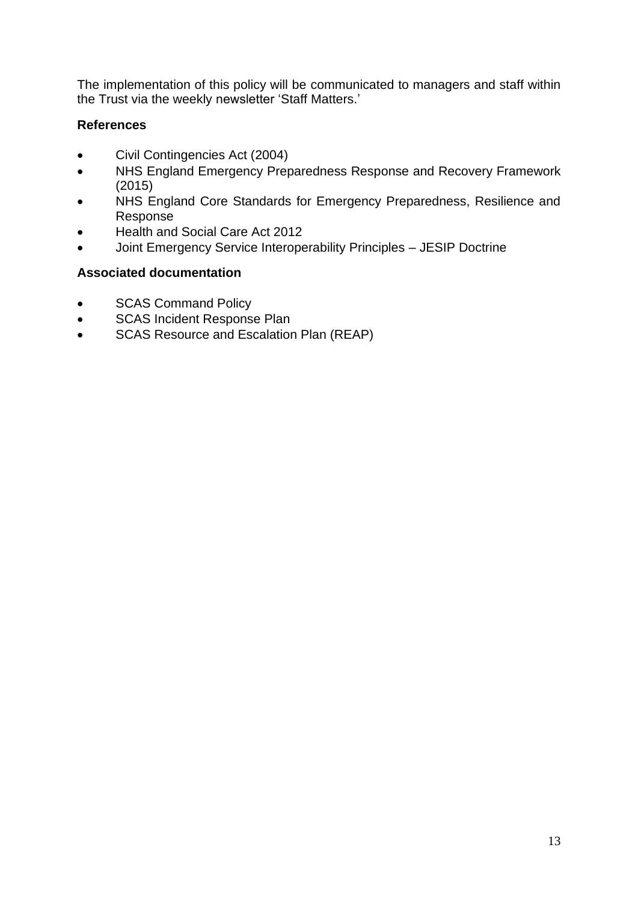The implementation of this policy will be communicated to managers and staff within the Trust via the weekly newsletter 'Staff Matters.'

**References**

- Civil Contingencies Act (2004)
- NHS England Emergency Preparedness Response and Recovery Framework (2015)
- NHS England Core Standards for Emergency Preparedness, Resilience and Response
- Health and Social Care Act 2012
- Joint Emergency Service Interoperability Principles – JESIP Doctrine

**Associated documentation**

- SCAS Command Policy
- SCAS Incident Response Plan
- SCAS Resource and Escalation Plan (REAP)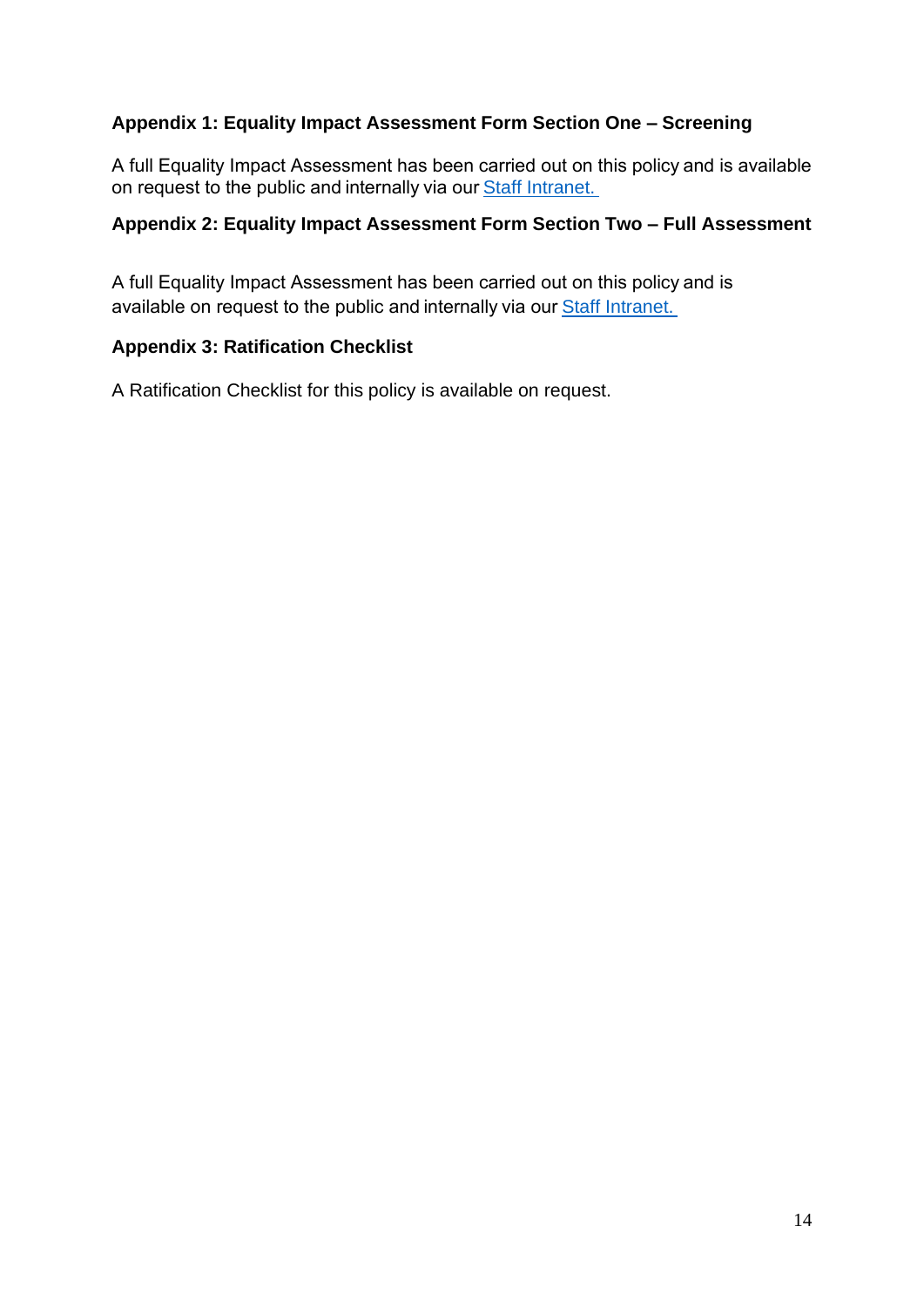**Appendix 1: Equality Impact Assessment Form Section One – Screening**

A full Equality Impact Assessment has been carried out on this policy and is available on request to the public and internally via our [Staff Intranet.]

**Appendix 2: Equality Impact Assessment Form Section Two – Full Assessment**

A full Equality Impact Assessment has been carried out on this policy and is available on request to the public and internally via our [Staff Intranet.]

**Appendix 3: Ratification Checklist**

A Ratification Checklist for this policy is available on request.